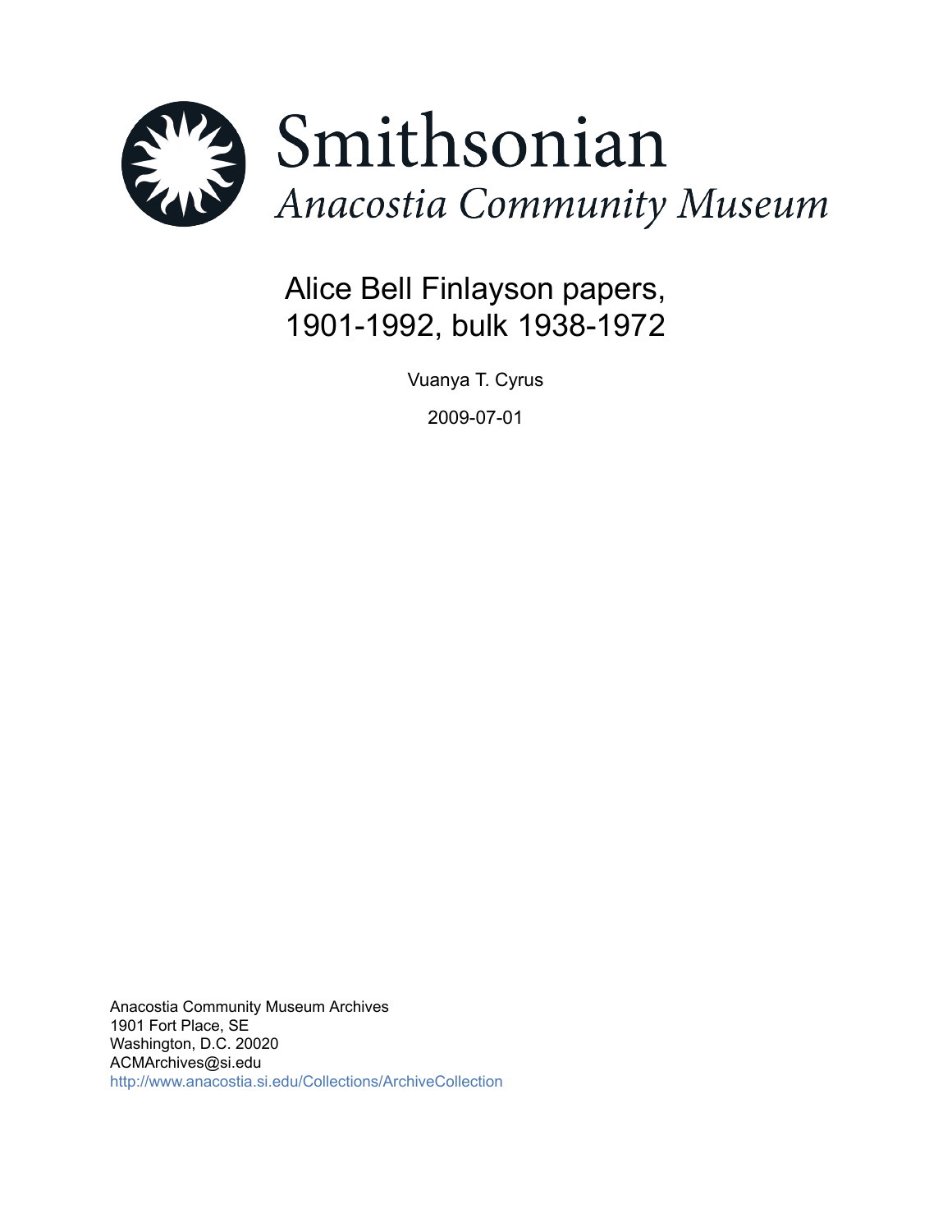Smithsonian

*Anacostia Community Museum*

# Alice Bell Finlayson papers, 1901-1992, bulk 1938-1972

Vuanya T. Cyrus

2009-07-01

Anacostia Community Museum Archives
1901 Fort Place, SE
Washington, D.C. 20020
ACMArchives@si.edu
http://www.anacostia.si.edu/Collections/ArchiveCollection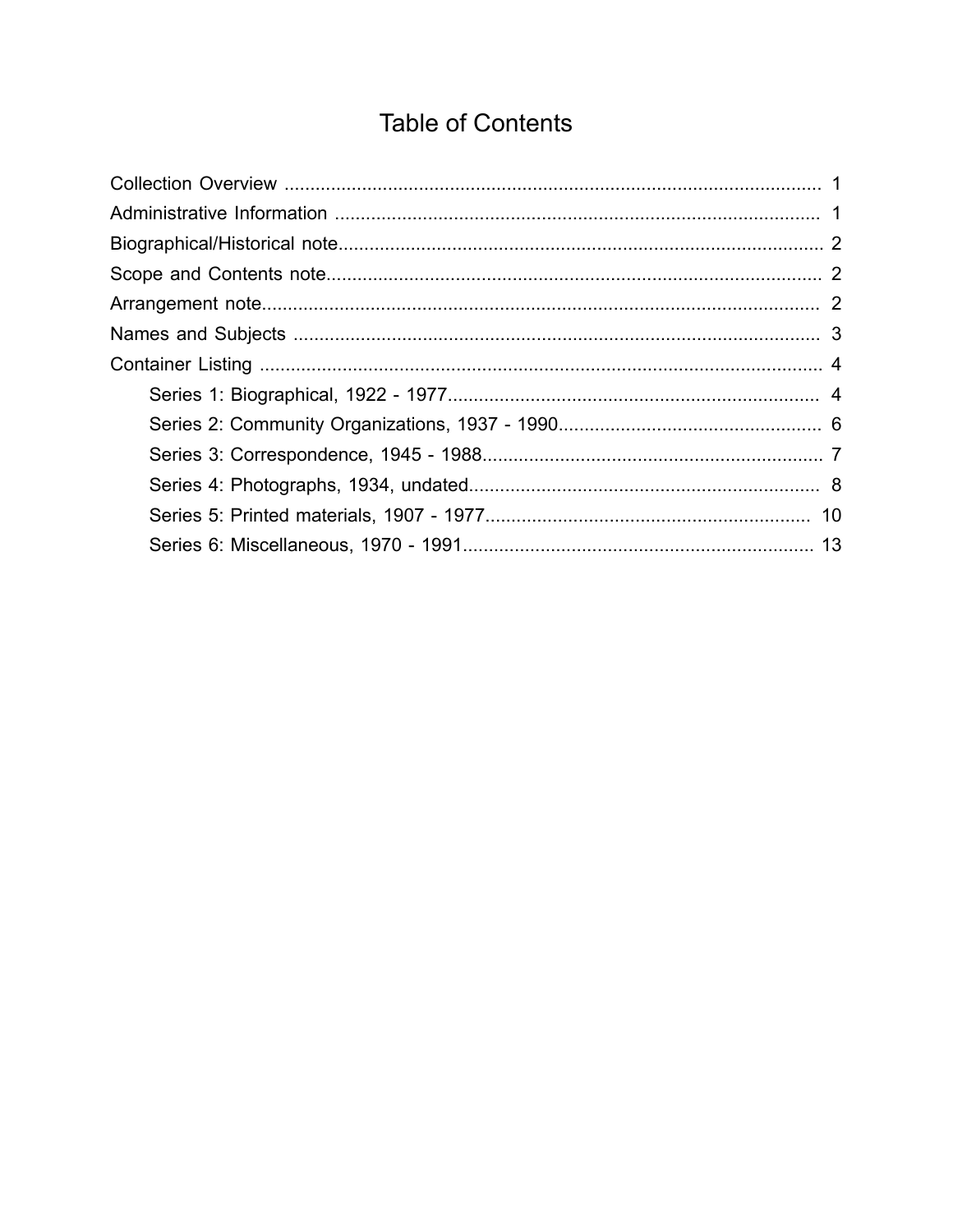# Table of Contents

- Collection Overview ........................................................................................................ 1
- Administrative Information .............................................................................................. 1
- Biographical/Historical note.............................................................................................. 2
- Scope and Contents note................................................................................................. 2
- Arrangement note............................................................................................................ 2
- Names and Subjects ....................................................................................................... 3
- Container Listing ............................................................................................................. 4
  - Series 1: Biographical, 1922 - 1977........................................................................ 4
  - Series 2: Community Organizations, 1937 - 1990................................................... 6
  - Series 3: Correspondence, 1945 - 1988................................................................... 7
  - Series 4: Photographs, 1934, undated..................................................................... 8
  - Series 5: Printed materials, 1907 - 1977................................................................ 10
  - Series 6: Miscellaneous, 1970 - 1991..................................................................... 13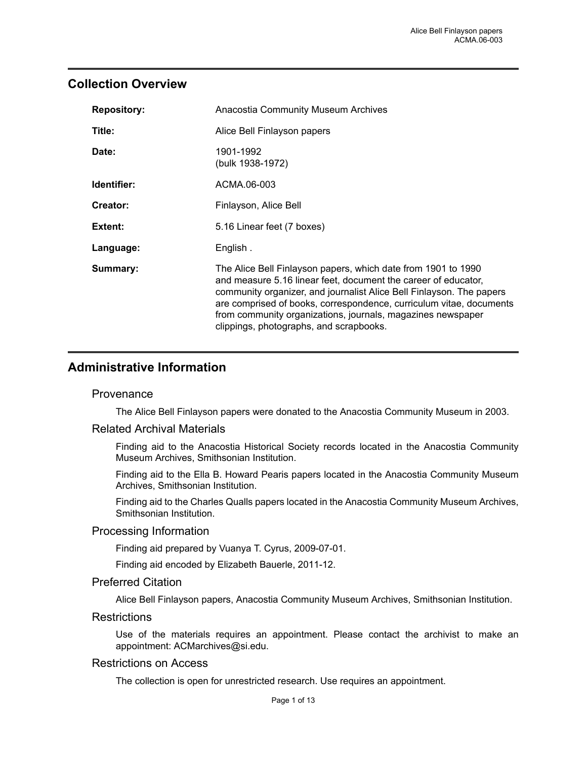## Collection Overview

| | |
|---|---|
| **Repository:** | Anacostia Community Museum Archives |
| **Title:** | Alice Bell Finlayson papers |
| **Date:** | 1901-1992 (bulk 1938-1972) |
| **Identifier:** | ACMA.06-003 |
| **Creator:** | Finlayson, Alice Bell |
| **Extent:** | 5.16 Linear feet (7 boxes) |
| **Language:** | English . |
| **Summary:** | The Alice Bell Finlayson papers, which date from 1901 to 1990 and measure 5.16 linear feet, document the career of educator, community organizer, and journalist Alice Bell Finlayson. The papers are comprised of books, correspondence, curriculum vitae, documents from community organizations, journals, magazines newspaper clippings, photographs, and scrapbooks. |

## Administrative Information

### Provenance

The Alice Bell Finlayson papers were donated to the Anacostia Community Museum in 2003.

### Related Archival Materials

Finding aid to the Anacostia Historical Society records located in the Anacostia Community Museum Archives, Smithsonian Institution.

Finding aid to the Ella B. Howard Pearis papers located in the Anacostia Community Museum Archives, Smithsonian Institution.

Finding aid to the Charles Qualls papers located in the Anacostia Community Museum Archives, Smithsonian Institution.

### Processing Information

Finding aid prepared by Vuanya T. Cyrus, 2009-07-01.

Finding aid encoded by Elizabeth Bauerle, 2011-12.

### Preferred Citation

Alice Bell Finlayson papers, Anacostia Community Museum Archives, Smithsonian Institution.

### Restrictions

Use of the materials requires an appointment. Please contact the archivist to make an appointment: ACMarchives@si.edu.

### Restrictions on Access

The collection is open for unrestricted research. Use requires an appointment.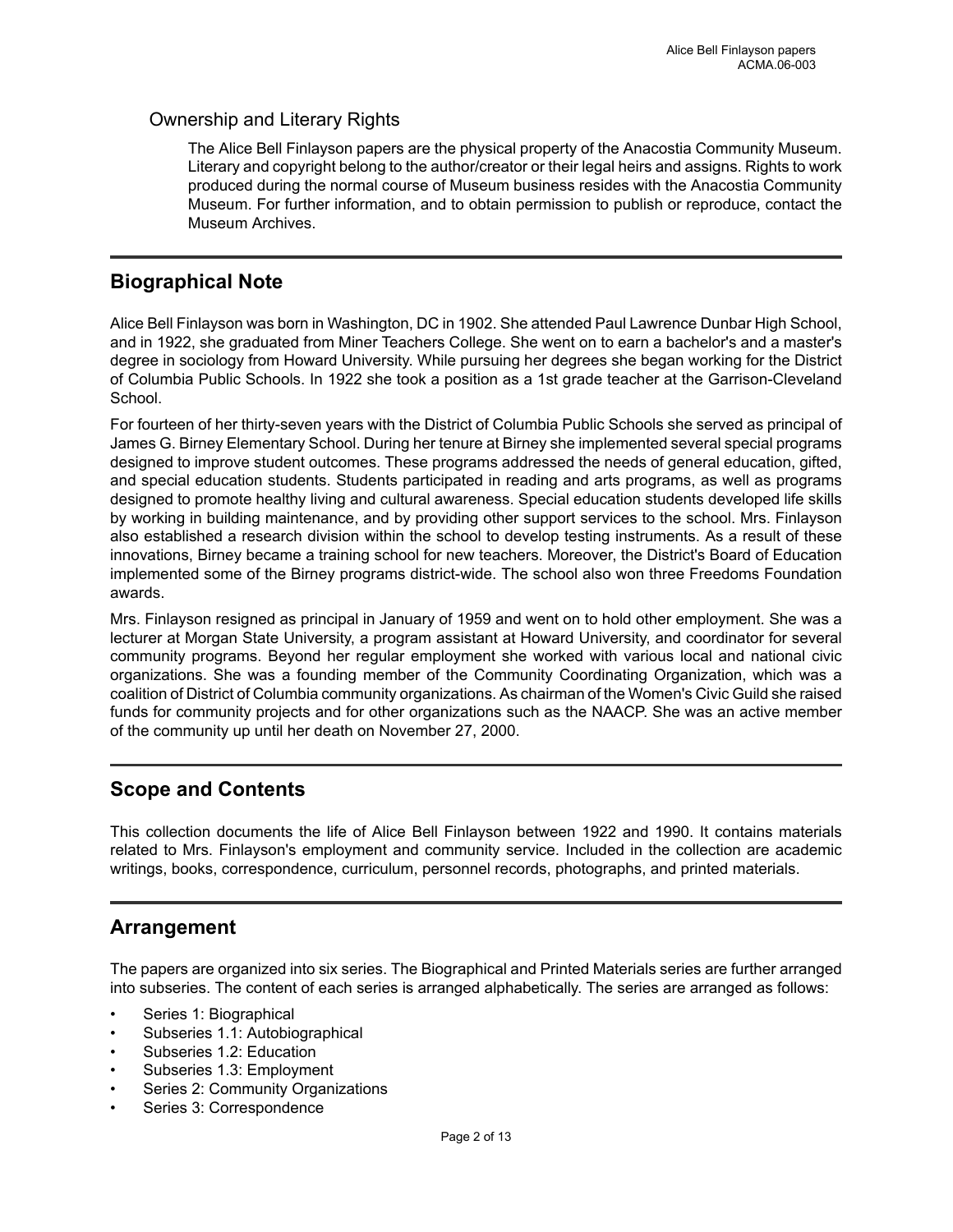### Ownership and Literary Rights

The Alice Bell Finlayson papers are the physical property of the Anacostia Community Museum. Literary and copyright belong to the author/creator or their legal heirs and assigns. Rights to work produced during the normal course of Museum business resides with the Anacostia Community Museum. For further information, and to obtain permission to publish or reproduce, contact the Museum Archives.

## Biographical Note

Alice Bell Finlayson was born in Washington, DC in 1902. She attended Paul Lawrence Dunbar High School, and in 1922, she graduated from Miner Teachers College. She went on to earn a bachelor's and a master's degree in sociology from Howard University. While pursuing her degrees she began working for the District of Columbia Public Schools. In 1922 she took a position as a 1st grade teacher at the Garrison-Cleveland School.

For fourteen of her thirty-seven years with the District of Columbia Public Schools she served as principal of James G. Birney Elementary School. During her tenure at Birney she implemented several special programs designed to improve student outcomes. These programs addressed the needs of general education, gifted, and special education students. Students participated in reading and arts programs, as well as programs designed to promote healthy living and cultural awareness. Special education students developed life skills by working in building maintenance, and by providing other support services to the school. Mrs. Finlayson also established a research division within the school to develop testing instruments. As a result of these innovations, Birney became a training school for new teachers. Moreover, the District's Board of Education implemented some of the Birney programs district-wide. The school also won three Freedoms Foundation awards.

Mrs. Finlayson resigned as principal in January of 1959 and went on to hold other employment. She was a lecturer at Morgan State University, a program assistant at Howard University, and coordinator for several community programs. Beyond her regular employment she worked with various local and national civic organizations. She was a founding member of the Community Coordinating Organization, which was a coalition of District of Columbia community organizations. As chairman of the Women's Civic Guild she raised funds for community projects and for other organizations such as the NAACP. She was an active member of the community up until her death on November 27, 2000.

## Scope and Contents

This collection documents the life of Alice Bell Finlayson between 1922 and 1990. It contains materials related to Mrs. Finlayson's employment and community service. Included in the collection are academic writings, books, correspondence, curriculum, personnel records, photographs, and printed materials.

## Arrangement

The papers are organized into six series. The Biographical and Printed Materials series are further arranged into subseries. The content of each series is arranged alphabetically. The series are arranged as follows:

- Series 1: Biographical
- Subseries 1.1: Autobiographical
- Subseries 1.2: Education
- Subseries 1.3: Employment
- Series 2: Community Organizations
- Series 3: Correspondence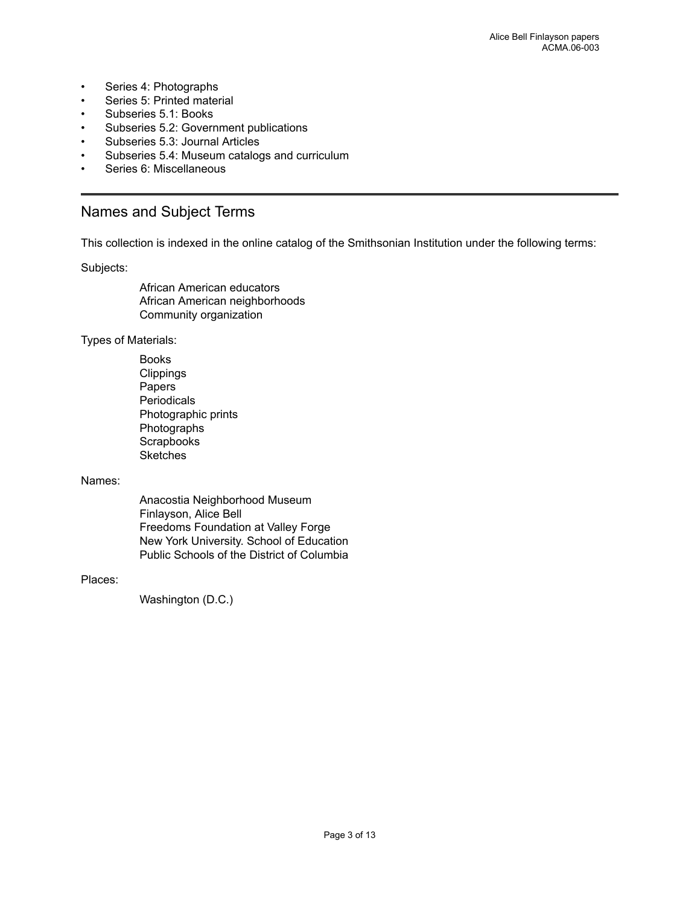- Series 4: Photographs
- Series 5: Printed material
- Subseries 5.1: Books
- Subseries 5.2: Government publications
- Subseries 5.3: Journal Articles
- Subseries 5.4: Museum catalogs and curriculum
- Series 6: Miscellaneous

## Names and Subject Terms

This collection is indexed in the online catalog of the Smithsonian Institution under the following terms:

Subjects:

African American educators
African American neighborhoods
Community organization

Types of Materials:

Books
Clippings
Papers
Periodicals
Photographic prints
Photographs
Scrapbooks
Sketches

Names:

Anacostia Neighborhood Museum
Finlayson, Alice Bell
Freedoms Foundation at Valley Forge
New York University. School of Education
Public Schools of the District of Columbia

Places:

Washington (D.C.)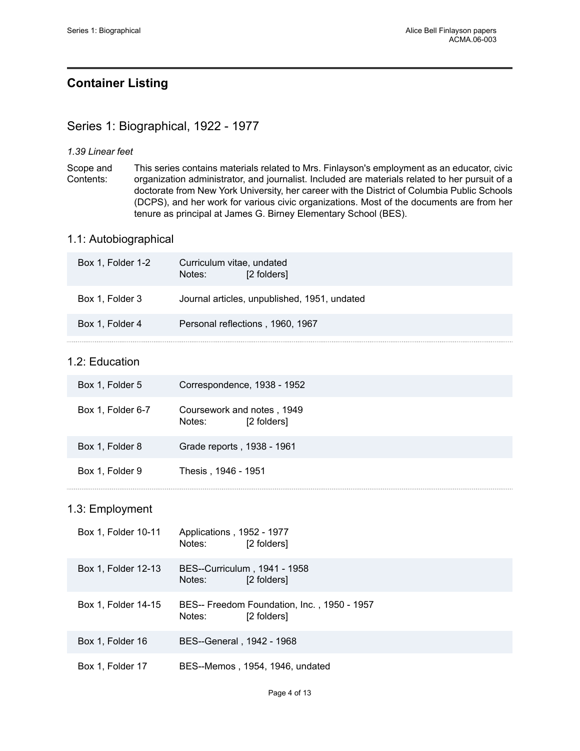## Container Listing

## Series 1: Biographical, 1922 - 1977

*1.39 Linear feet*

Scope and Contents: This series contains materials related to Mrs. Finlayson's employment as an educator, civic organization administrator, and journalist. Included are materials related to her pursuit of a doctorate from New York University, her career with the District of Columbia Public Schools (DCPS), and her work for various civic organizations. Most of the documents are from her tenure as principal at James G. Birney Elementary School (BES).

### 1.1: Autobiographical

| Location | Description |
|---|---|
| Box 1, Folder 1-2 | Curriculum vitae, undated<br>Notes: [2 folders] |
| Box 1, Folder 3 | Journal articles, unpublished, 1951, undated |
| Box 1, Folder 4 | Personal reflections , 1960, 1967 |

### 1.2: Education

| Location | Description |
|---|---|
| Box 1, Folder 5 | Correspondence, 1938 - 1952 |
| Box 1, Folder 6-7 | Coursework and notes , 1949<br>Notes: [2 folders] |
| Box 1, Folder 8 | Grade reports , 1938 - 1961 |
| Box 1, Folder 9 | Thesis , 1946 - 1951 |

### 1.3: Employment

| Location | Description |
|---|---|
| Box 1, Folder 10-11 | Applications , 1952 - 1977<br>Notes: [2 folders] |
| Box 1, Folder 12-13 | BES--Curriculum , 1941 - 1958<br>Notes: [2 folders] |
| Box 1, Folder 14-15 | BES-- Freedom Foundation, Inc. , 1950 - 1957<br>Notes: [2 folders] |
| Box 1, Folder 16 | BES--General , 1942 - 1968 |
| Box 1, Folder 17 | BES--Memos , 1954, 1946, undated |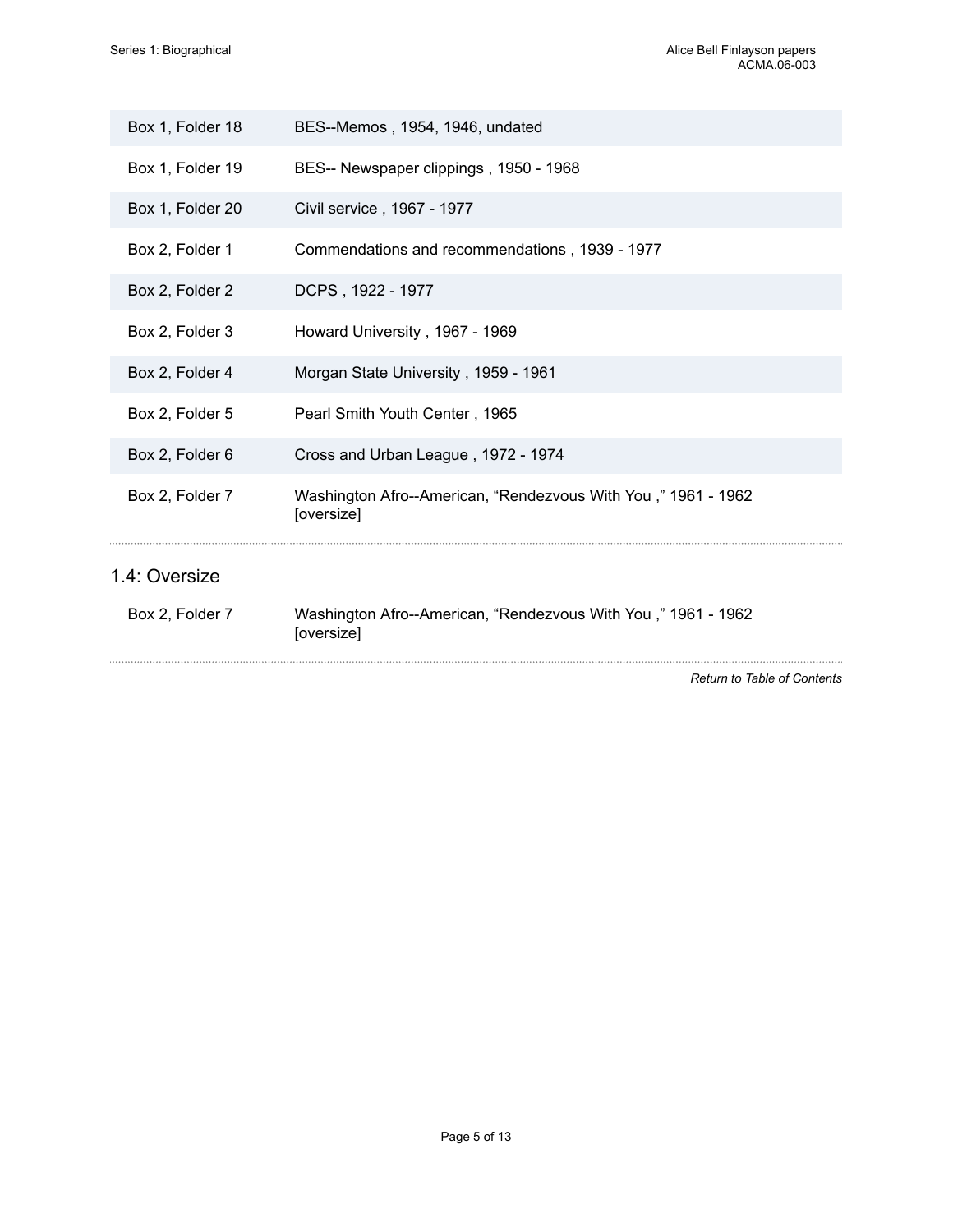| | |
|---|---|
| Box 1, Folder 18 | BES--Memos , 1954, 1946, undated |
| Box 1, Folder 19 | BES-- Newspaper clippings , 1950 - 1968 |
| Box 1, Folder 20 | Civil service , 1967 - 1977 |
| Box 2, Folder 1 | Commendations and recommendations , 1939 - 1977 |
| Box 2, Folder 2 | DCPS , 1922 - 1977 |
| Box 2, Folder 3 | Howard University , 1967 - 1969 |
| Box 2, Folder 4 | Morgan State University , 1959 - 1961 |
| Box 2, Folder 5 | Pearl Smith Youth Center , 1965 |
| Box 2, Folder 6 | Cross and Urban League , 1972 - 1974 |
| Box 2, Folder 7 | Washington Afro--American, "Rendezvous With You ," 1961 - 1962 [oversize] |

## 1.4: Oversize

| | |
|---|---|
| Box 2, Folder 7 | Washington Afro--American, "Rendezvous With You ," 1961 - 1962 [oversize] |

*Return to Table of Contents*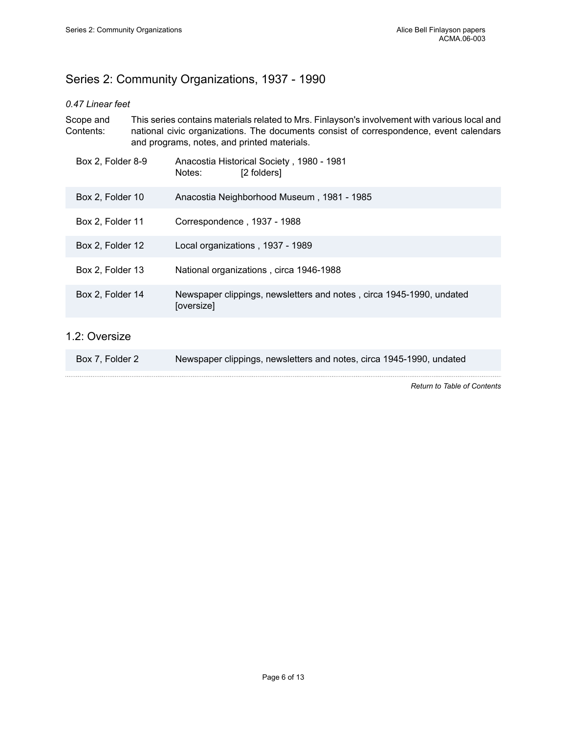## Series 2: Community Organizations, 1937 - 1990

*0.47 Linear feet*

**Scope and Contents:** This series contains materials related to Mrs. Finlayson's involvement with various local and national civic organizations. The documents consist of correspondence, event calendars and programs, notes, and printed materials.

| | |
|---|---|
| Box 2, Folder 8-9 | Anacostia Historical Society , 1980 - 1981<br>Notes: [2 folders] |
| Box 2, Folder 10 | Anacostia Neighborhood Museum , 1981 - 1985 |
| Box 2, Folder 11 | Correspondence , 1937 - 1988 |
| Box 2, Folder 12 | Local organizations , 1937 - 1989 |
| Box 2, Folder 13 | National organizations , circa 1946-1988 |
| Box 2, Folder 14 | Newspaper clippings, newsletters and notes , circa 1945-1990, undated [oversize] |

### 1.2: Oversize

| | |
|---|---|
| Box 7, Folder 2 | Newspaper clippings, newsletters and notes, circa 1945-1990, undated |

*Return to Table of Contents*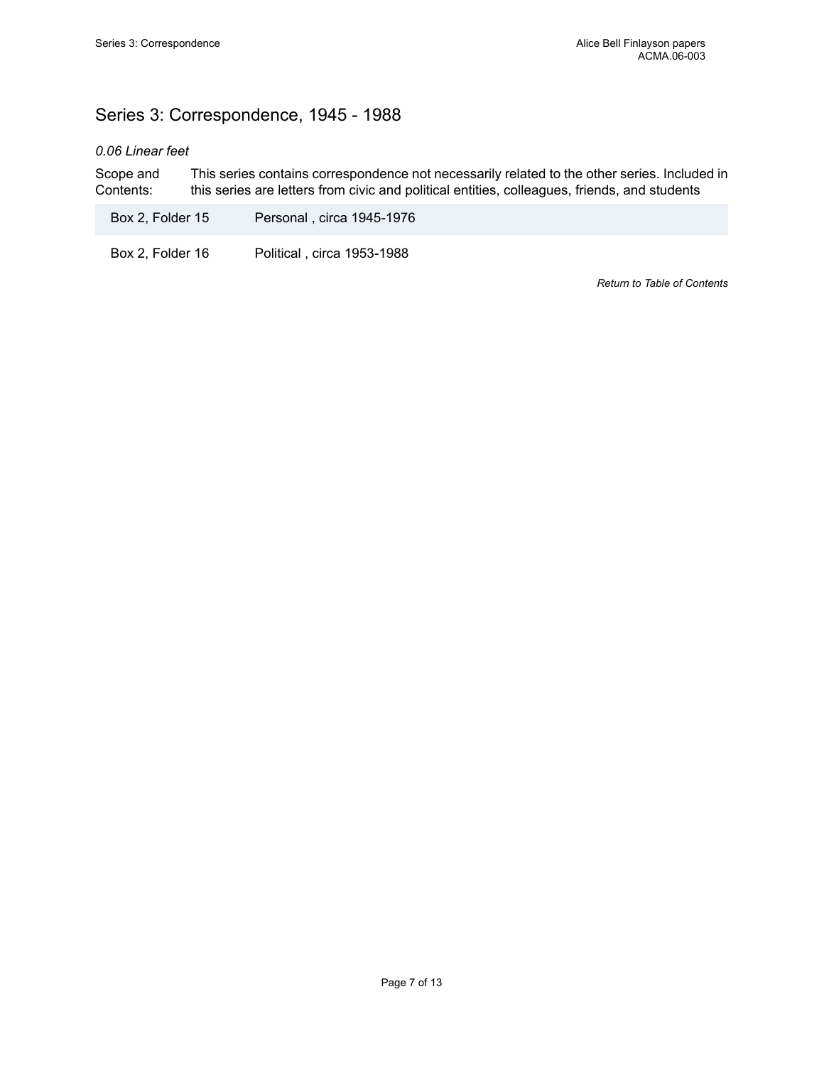## Series 3: Correspondence, 1945 - 1988

*0.06 Linear feet*

| Scope and Contents: | This series contains correspondence not necessarily related to the other series. Included in this series are letters from civic and political entities, colleagues, friends, and students |
|---|---|

| | |
|---|---|
| Box 2, Folder 15 | Personal , circa 1945-1976 |
| Box 2, Folder 16 | Political , circa 1953-1988 |

*Return to Table of Contents*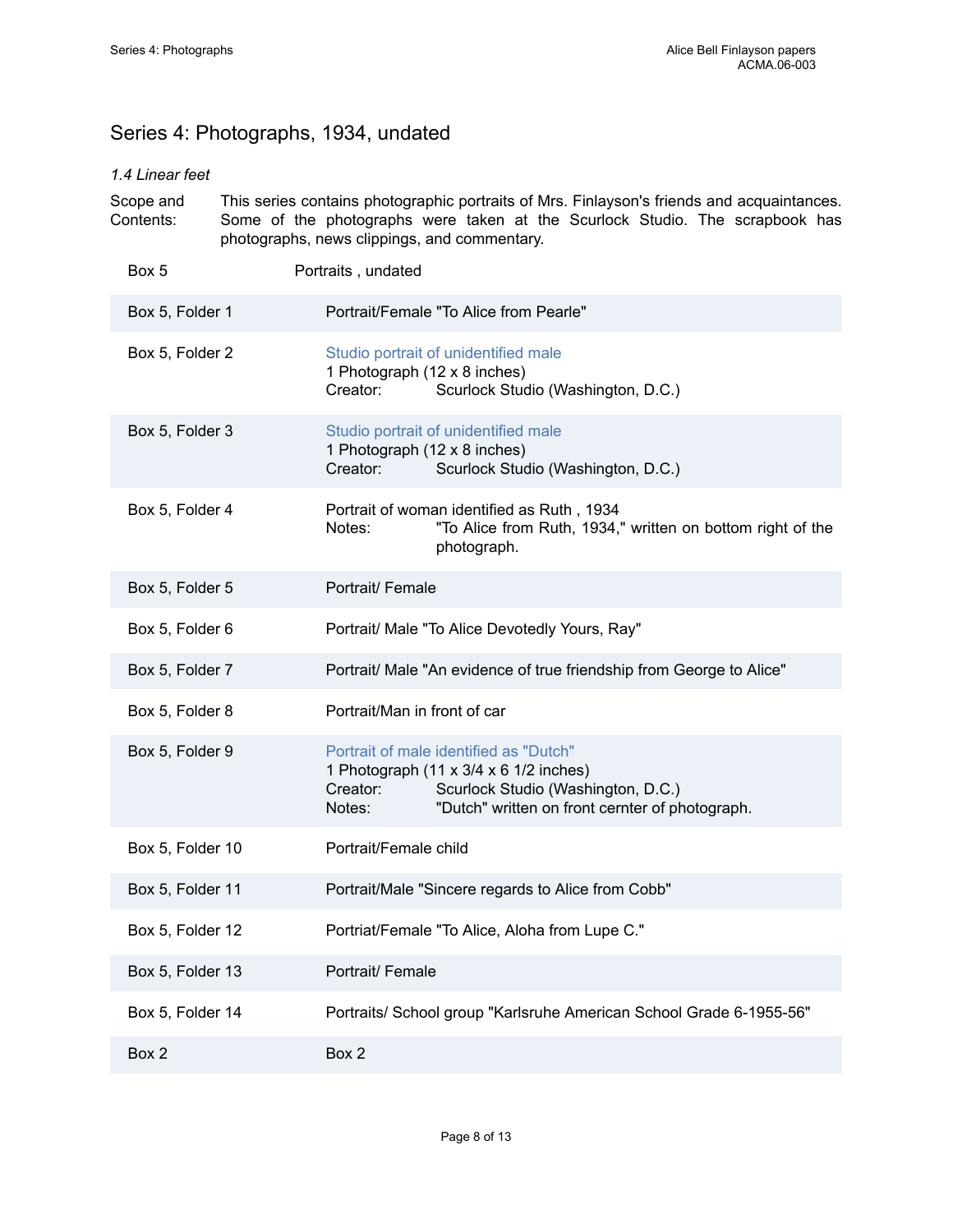## Series 4: Photographs, 1934, undated

*1.4 Linear feet*

Scope and Contents: This series contains photographic portraits of Mrs. Finlayson's friends and acquaintances. Some of the photographs were taken at the Scurlock Studio. The scrapbook has photographs, news clippings, and commentary.

Box 5 — Portraits , undated

| | |
|---|---|
| Box 5, Folder 1 | Portrait/Female "To Alice from Pearle" |
| Box 5, Folder 2 | Studio portrait of unidentified male<br>1 Photograph (12 x 8 inches)<br>Creator: Scurlock Studio (Washington, D.C.) |
| Box 5, Folder 3 | Studio portrait of unidentified male<br>1 Photograph (12 x 8 inches)<br>Creator: Scurlock Studio (Washington, D.C.) |
| Box 5, Folder 4 | Portrait of woman identified as Ruth , 1934<br>Notes: "To Alice from Ruth, 1934," written on bottom right of the photograph. |
| Box 5, Folder 5 | Portrait/ Female |
| Box 5, Folder 6 | Portrait/ Male "To Alice Devotedly Yours, Ray" |
| Box 5, Folder 7 | Portrait/ Male "An evidence of true friendship from George to Alice" |
| Box 5, Folder 8 | Portrait/Man in front of car |
| Box 5, Folder 9 | Portrait of male identified as "Dutch"<br>1 Photograph (11 x 3/4 x 6 1/2 inches)<br>Creator: Scurlock Studio (Washington, D.C.)<br>Notes: "Dutch" written on front cernter of photograph. |
| Box 5, Folder 10 | Portrait/Female child |
| Box 5, Folder 11 | Portrait/Male "Sincere regards to Alice from Cobb" |
| Box 5, Folder 12 | Portriat/Female "To Alice, Aloha from Lupe C." |
| Box 5, Folder 13 | Portrait/ Female |
| Box 5, Folder 14 | Portraits/ School group "Karlsruhe American School Grade 6-1955-56" |
| Box 2 | Box 2 |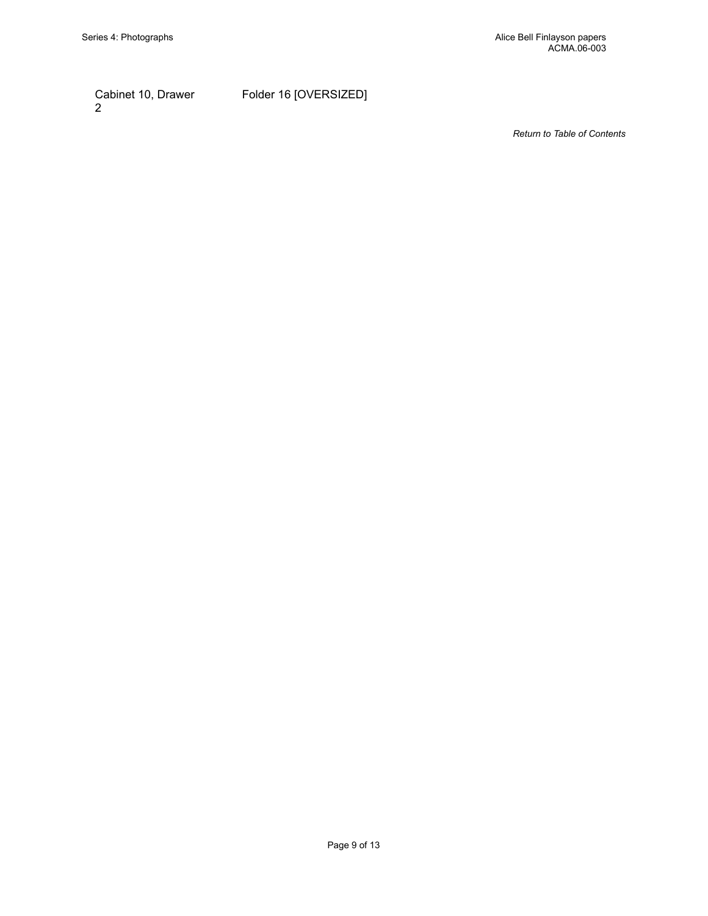| Cabinet 10, Drawer 2 | Folder 16 [OVERSIZED] |
|---|---|

*Return to Table of Contents*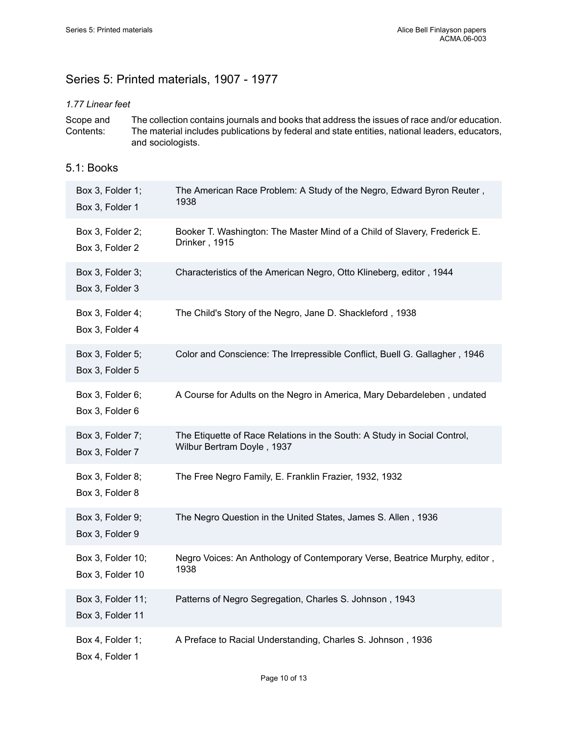## Series 5: Printed materials, 1907 - 1977

*1.77 Linear feet*

Scope and Contents: The collection contains journals and books that address the issues of race and/or education. The material includes publications by federal and state entities, national leaders, educators, and sociologists.

### 5.1: Books

| Location | Title |
|---|---|
| Box 3, Folder 1; Box 3, Folder 1 | The American Race Problem: A Study of the Negro, Edward Byron Reuter , 1938 |
| Box 3, Folder 2; Box 3, Folder 2 | Booker T. Washington: The Master Mind of a Child of Slavery, Frederick E. Drinker , 1915 |
| Box 3, Folder 3; Box 3, Folder 3 | Characteristics of the American Negro, Otto Klineberg, editor , 1944 |
| Box 3, Folder 4; Box 3, Folder 4 | The Child's Story of the Negro, Jane D. Shackleford , 1938 |
| Box 3, Folder 5; Box 3, Folder 5 | Color and Conscience: The Irrepressible Conflict, Buell G. Gallagher , 1946 |
| Box 3, Folder 6; Box 3, Folder 6 | A Course for Adults on the Negro in America, Mary Debardeleben , undated |
| Box 3, Folder 7; Box 3, Folder 7 | The Etiquette of Race Relations in the South: A Study in Social Control, Wilbur Bertram Doyle , 1937 |
| Box 3, Folder 8; Box 3, Folder 8 | The Free Negro Family, E. Franklin Frazier, 1932, 1932 |
| Box 3, Folder 9; Box 3, Folder 9 | The Negro Question in the United States, James S. Allen , 1936 |
| Box 3, Folder 10; Box 3, Folder 10 | Negro Voices: An Anthology of Contemporary Verse, Beatrice Murphy, editor , 1938 |
| Box 3, Folder 11; Box 3, Folder 11 | Patterns of Negro Segregation, Charles S. Johnson , 1943 |
| Box 4, Folder 1; Box 4, Folder 1 | A Preface to Racial Understanding, Charles S. Johnson , 1936 |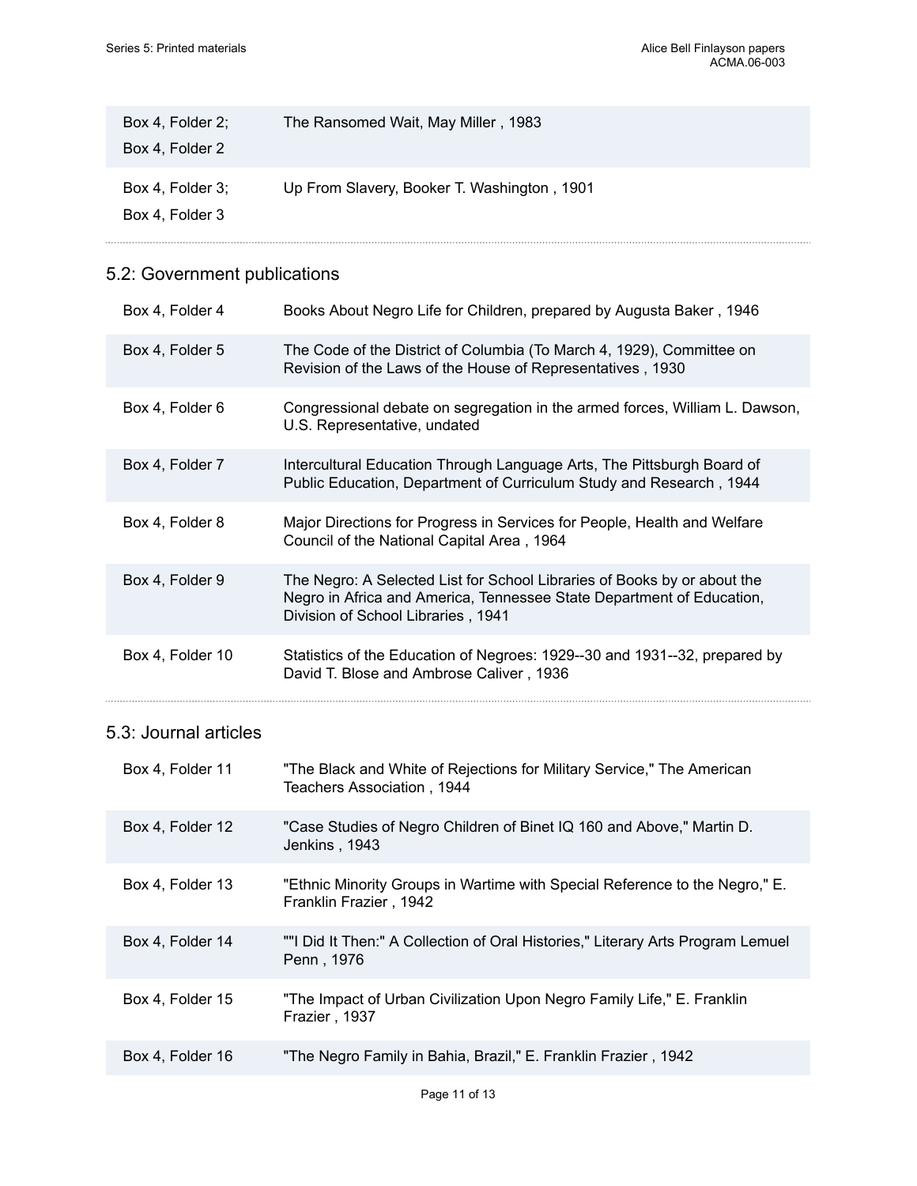| | |
|---|---|
| Box 4, Folder 2; Box 4, Folder 2 | The Ransomed Wait, May Miller , 1983 |
| Box 4, Folder 3; Box 4, Folder 3 | Up From Slavery, Booker T. Washington , 1901 |

## 5.2: Government publications

| | |
|---|---|
| Box 4, Folder 4 | Books About Negro Life for Children, prepared by Augusta Baker , 1946 |
| Box 4, Folder 5 | The Code of the District of Columbia (To March 4, 1929), Committee on Revision of the Laws of the House of Representatives , 1930 |
| Box 4, Folder 6 | Congressional debate on segregation in the armed forces, William L. Dawson, U.S. Representative, undated |
| Box 4, Folder 7 | Intercultural Education Through Language Arts, The Pittsburgh Board of Public Education, Department of Curriculum Study and Research , 1944 |
| Box 4, Folder 8 | Major Directions for Progress in Services for People, Health and Welfare Council of the National Capital Area , 1964 |
| Box 4, Folder 9 | The Negro: A Selected List for School Libraries of Books by or about the Negro in Africa and America, Tennessee State Department of Education, Division of School Libraries , 1941 |
| Box 4, Folder 10 | Statistics of the Education of Negroes: 1929--30 and 1931--32, prepared by David T. Blose and Ambrose Caliver , 1936 |

## 5.3: Journal articles

| | |
|---|---|
| Box 4, Folder 11 | "The Black and White of Rejections for Military Service," The American Teachers Association , 1944 |
| Box 4, Folder 12 | "Case Studies of Negro Children of Binet IQ 160 and Above," Martin D. Jenkins , 1943 |
| Box 4, Folder 13 | "Ethnic Minority Groups in Wartime with Special Reference to the Negro," E. Franklin Frazier , 1942 |
| Box 4, Folder 14 | ""I Did It Then:" A Collection of Oral Histories," Literary Arts Program Lemuel Penn , 1976 |
| Box 4, Folder 15 | "The Impact of Urban Civilization Upon Negro Family Life," E. Franklin Frazier , 1937 |
| Box 4, Folder 16 | "The Negro Family in Bahia, Brazil," E. Franklin Frazier , 1942 |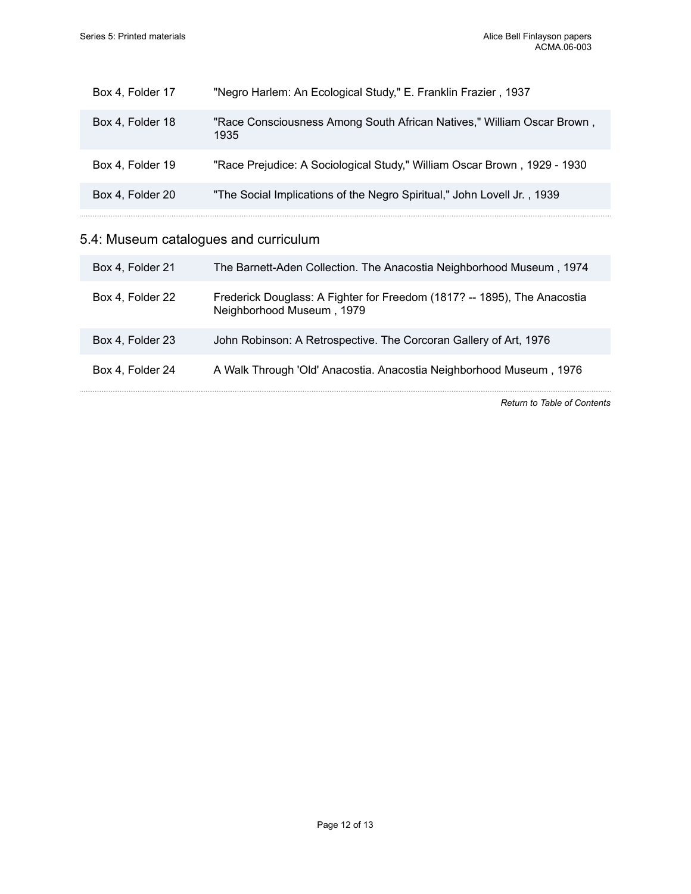| | |
|---|---|
| Box 4, Folder 17 | "Negro Harlem: An Ecological Study," E. Franklin Frazier , 1937 |
| Box 4, Folder 18 | "Race Consciousness Among South African Natives," William Oscar Brown , 1935 |
| Box 4, Folder 19 | "Race Prejudice: A Sociological Study," William Oscar Brown , 1929 - 1930 |
| Box 4, Folder 20 | "The Social Implications of the Negro Spiritual," John Lovell Jr. , 1939 |

## 5.4: Museum catalogues and curriculum

| | |
|---|---|
| Box 4, Folder 21 | The Barnett-Aden Collection. The Anacostia Neighborhood Museum , 1974 |
| Box 4, Folder 22 | Frederick Douglass: A Fighter for Freedom (1817? -- 1895), The Anacostia Neighborhood Museum , 1979 |
| Box 4, Folder 23 | John Robinson: A Retrospective. The Corcoran Gallery of Art, 1976 |
| Box 4, Folder 24 | A Walk Through 'Old' Anacostia. Anacostia Neighborhood Museum , 1976 |

*Return to Table of Contents*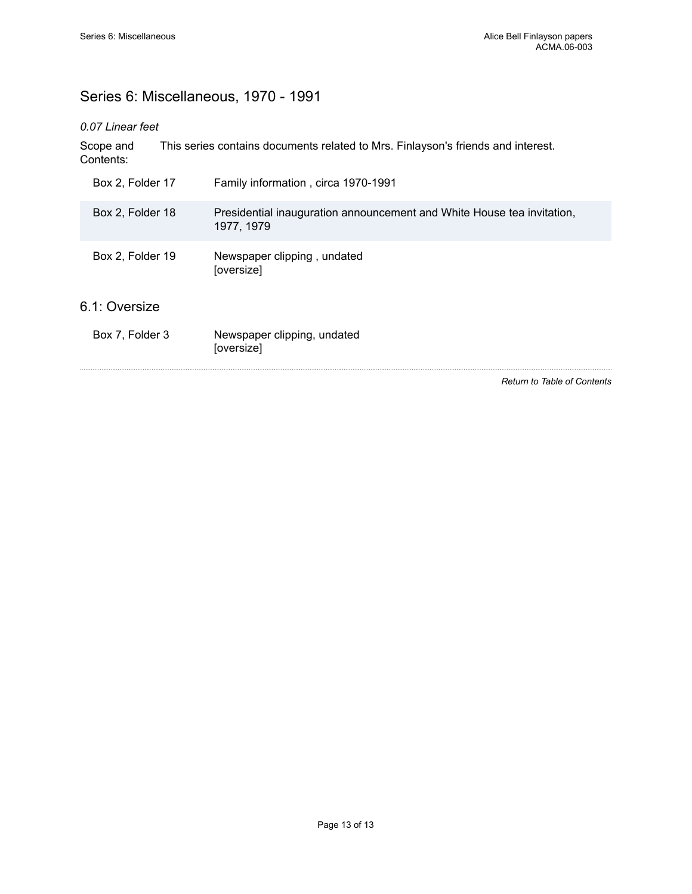## Series 6: Miscellaneous, 1970 - 1991

*0.07 Linear feet*

Scope and Contents: This series contains documents related to Mrs. Finlayson's friends and interest.

| | |
|---|---|
| Box 2, Folder 17 | Family information , circa 1970-1991 |
| Box 2, Folder 18 | Presidential inauguration announcement and White House tea invitation, 1977, 1979 |
| Box 2, Folder 19 | Newspaper clipping , undated [oversize] |

### 6.1: Oversize

| | |
|---|---|
| Box 7, Folder 3 | Newspaper clipping, undated [oversize] |

*Return to Table of Contents*